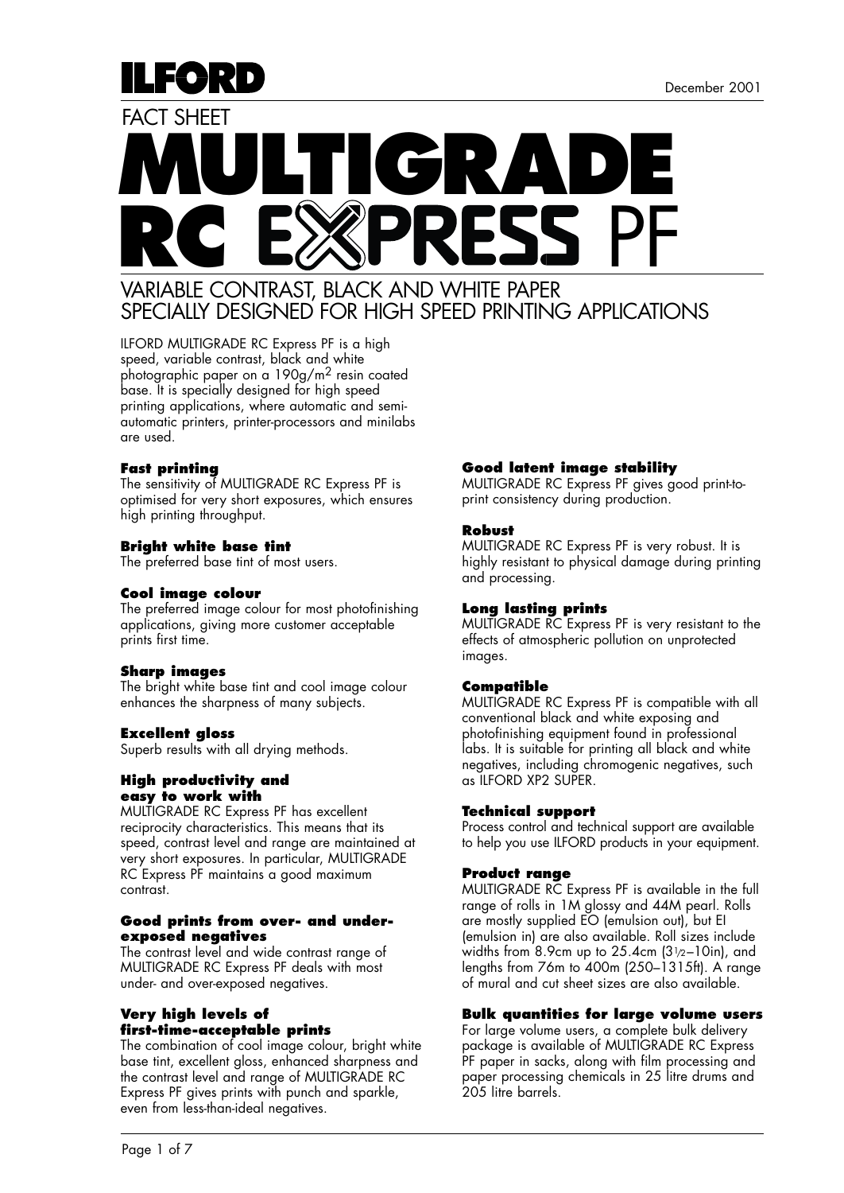ILFORD

December 2001

FACT SHEET

# MULTIGRADE RC EXPRESS PF

## VARIABLE CONTRAST, BLACK AND WHITE PAPER SPECIALLY DESIGNED FOR HIGH SPEED PRINTING APPLICATIONS

ILFORD MULTIGRADE RC Express PF is a high speed, variable contrast, black and white photographic paper on a 190g/m$^2$ resin coated base. It is specially designed for high speed printing applications, where automatic and semi-automatic printers, printer-processors and minilabs are used.

**Fast printing**
The sensitivity of MULTIGRADE RC Express PF is optimised for very short exposures, which ensures high printing throughput.

**Bright white base tint**
The preferred base tint of most users.

**Cool image colour**
The preferred image colour for most photofinishing applications, giving more customer acceptable prints first time.

**Sharp images**
The bright white base tint and cool image colour enhances the sharpness of many subjects.

**Excellent gloss**
Superb results with all drying methods.

**High productivity and easy to work with**
MULTIGRADE RC Express PF has excellent reciprocity characteristics. This means that its speed, contrast level and range are maintained at very short exposures. In particular, MULTIGRADE RC Express PF maintains a good maximum contrast.

**Good prints from over- and under-exposed negatives**
The contrast level and wide contrast range of MULTIGRADE RC Express PF deals with most under- and over-exposed negatives.

**Very high levels of first-time-acceptable prints**
The combination of cool image colour, bright white base tint, excellent gloss, enhanced sharpness and the contrast level and range of MULTIGRADE RC Express PF gives prints with punch and sparkle, even from less-than-ideal negatives.

**Good latent image stability**
MULTIGRADE RC Express PF gives good print-to-print consistency during production.

**Robust**
MULTIGRADE RC Express PF is very robust. It is highly resistant to physical damage during printing and processing.

**Long lasting prints**
MULTIGRADE RC Express PF is very resistant to the effects of atmospheric pollution on unprotected images.

**Compatible**
MULTIGRADE RC Express PF is compatible with all conventional black and white exposing and photofinishing equipment found in professional labs. It is suitable for printing all black and white negatives, including chromogenic negatives, such as ILFORD XP2 SUPER.

**Technical support**
Process control and technical support are available to help you use ILFORD products in your equipment.

**Product range**
MULTIGRADE RC Express PF is available in the full range of rolls in 1M glossy and 44M pearl. Rolls are mostly supplied EO (emulsion out), but EI (emulsion in) are also available. Roll sizes include widths from 8.9cm up to 25.4cm (3½–10in), and lengths from 76m to 400m (250–1315ft). A range of mural and cut sheet sizes are also available.

**Bulk quantities for large volume users**
For large volume users, a complete bulk delivery package is available of MULTIGRADE RC Express PF paper in sacks, along with film processing and paper processing chemicals in 25 litre drums and 205 litre barrels.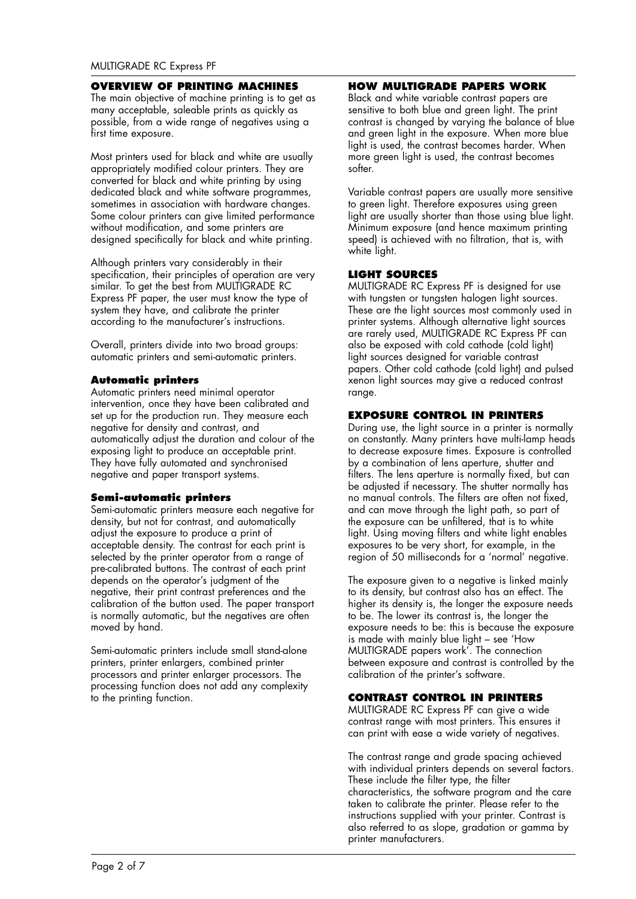## OVERVIEW OF PRINTING MACHINES

The main objective of machine printing is to get as many acceptable, saleable prints as quickly as possible, from a wide range of negatives using a first time exposure.

Most printers used for black and white are usually appropriately modified colour printers. They are converted for black and white printing by using dedicated black and white software programmes, sometimes in association with hardware changes. Some colour printers can give limited performance without modification, and some printers are designed specifically for black and white printing.

Although printers vary considerably in their specification, their principles of operation are very similar. To get the best from MULTIGRADE RC Express PF paper, the user must know the type of system they have, and calibrate the printer according to the manufacturer's instructions.

Overall, printers divide into two broad groups: automatic printers and semi-automatic printers.

### Automatic printers

Automatic printers need minimal operator intervention, once they have been calibrated and set up for the production run. They measure each negative for density and contrast, and automatically adjust the duration and colour of the exposing light to produce an acceptable print. They have fully automated and synchronised negative and paper transport systems.

### Semi-automatic printers

Semi-automatic printers measure each negative for density, but not for contrast, and automatically adjust the exposure to produce a print of acceptable density. The contrast for each print is selected by the printer operator from a range of pre-calibrated buttons. The contrast of each print depends on the operator's judgment of the negative, their print contrast preferences and the calibration of the button used. The paper transport is normally automatic, but the negatives are often moved by hand.

Semi-automatic printers include small stand-alone printers, printer enlargers, combined printer processors and printer enlarger processors. The processing function does not add any complexity to the printing function.

## HOW MULTIGRADE PAPERS WORK

Black and white variable contrast papers are sensitive to both blue and green light. The print contrast is changed by varying the balance of blue and green light in the exposure. When more blue light is used, the contrast becomes harder. When more green light is used, the contrast becomes softer.

Variable contrast papers are usually more sensitive to green light. Therefore exposures using green light are usually shorter than those using blue light. Minimum exposure (and hence maximum printing speed) is achieved with no filtration, that is, with white light.

## LIGHT SOURCES

MULTIGRADE RC Express PF is designed for use with tungsten or tungsten halogen light sources. These are the light sources most commonly used in printer systems. Although alternative light sources are rarely used, MULTIGRADE RC Express PF can also be exposed with cold cathode (cold light) light sources designed for variable contrast papers. Other cold cathode (cold light) and pulsed xenon light sources may give a reduced contrast range.

## EXPOSURE CONTROL IN PRINTERS

During use, the light source in a printer is normally on constantly. Many printers have multi-lamp heads to decrease exposure times. Exposure is controlled by a combination of lens aperture, shutter and filters. The lens aperture is normally fixed, but can be adjusted if necessary. The shutter normally has no manual controls. The filters are often not fixed, and can move through the light path, so part of the exposure can be unfiltered, that is to white light. Using moving filters and white light enables exposures to be very short, for example, in the region of 50 milliseconds for a 'normal' negative.

The exposure given to a negative is linked mainly to its density, but contrast also has an effect. The higher its density is, the longer the exposure needs to be. The lower its contrast is, the longer the exposure needs to be: this is because the exposure is made with mainly blue light – see 'How MULTIGRADE papers work'. The connection between exposure and contrast is controlled by the calibration of the printer's software.

## CONTRAST CONTROL IN PRINTERS

MULTIGRADE RC Express PF can give a wide contrast range with most printers. This ensures it can print with ease a wide variety of negatives.

The contrast range and grade spacing achieved with individual printers depends on several factors. These include the filter type, the filter characteristics, the software program and the care taken to calibrate the printer. Please refer to the instructions supplied with your printer. Contrast is also referred to as slope, gradation or gamma by printer manufacturers.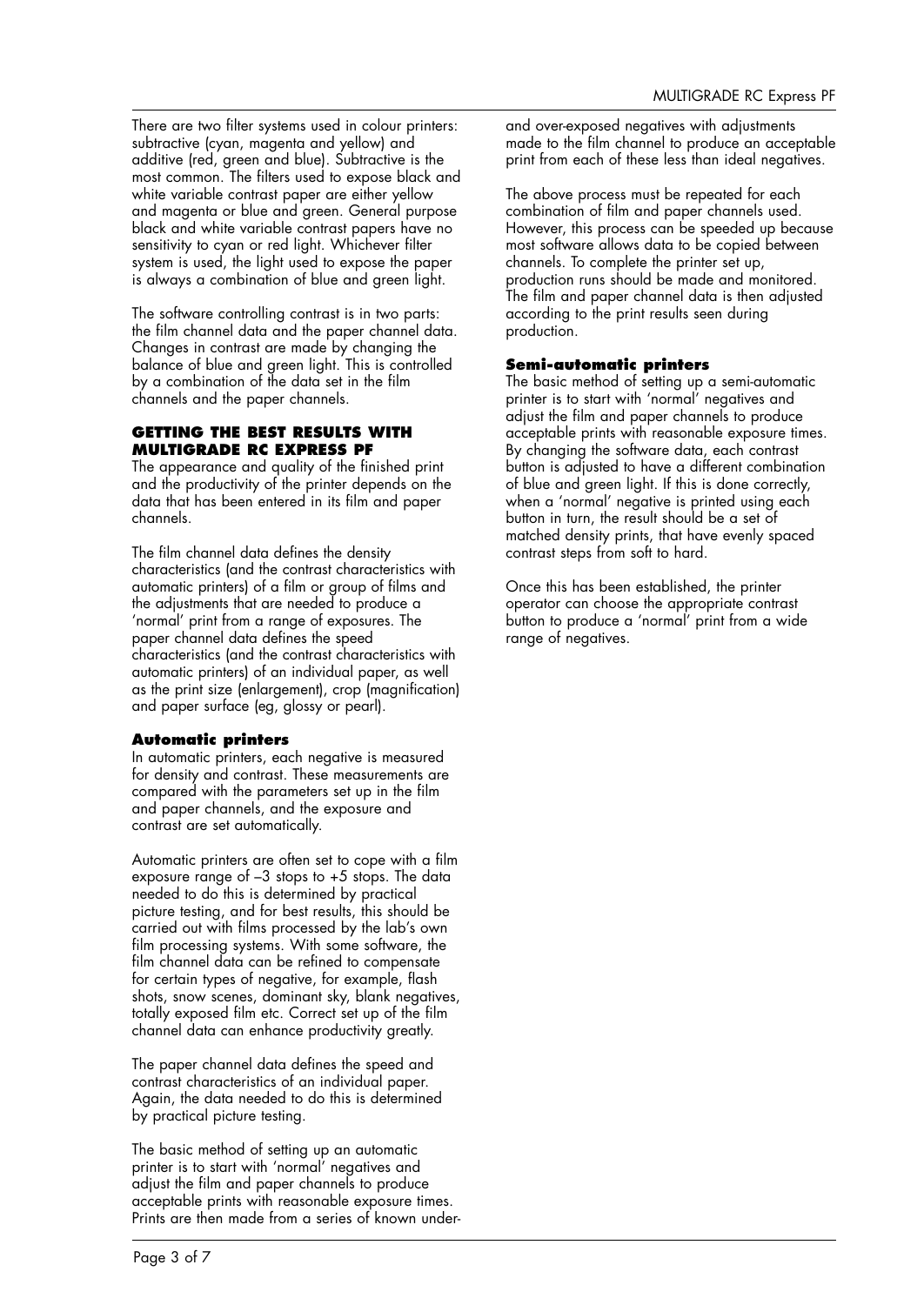There are two filter systems used in colour printers: subtractive (cyan, magenta and yellow) and additive (red, green and blue). Subtractive is the most common. The filters used to expose black and white variable contrast paper are either yellow and magenta or blue and green. General purpose black and white variable contrast papers have no sensitivity to cyan or red light. Whichever filter system is used, the light used to expose the paper is always a combination of blue and green light.

The software controlling contrast is in two parts: the film channel data and the paper channel data. Changes in contrast are made by changing the balance of blue and green light. This is controlled by a combination of the data set in the film channels and the paper channels.

## GETTING THE BEST RESULTS WITH MULTIGRADE RC EXPRESS PF

The appearance and quality of the finished print and the productivity of the printer depends on the data that has been entered in its film and paper channels.

The film channel data defines the density characteristics (and the contrast characteristics with automatic printers) of a film or group of films and the adjustments that are needed to produce a 'normal' print from a range of exposures. The paper channel data defines the speed characteristics (and the contrast characteristics with automatic printers) of an individual paper, as well as the print size (enlargement), crop (magnification) and paper surface (eg, glossy or pearl).

### Automatic printers

In automatic printers, each negative is measured for density and contrast. These measurements are compared with the parameters set up in the film and paper channels, and the exposure and contrast are set automatically.

Automatic printers are often set to cope with a film exposure range of –3 stops to +5 stops. The data needed to do this is determined by practical picture testing, and for best results, this should be carried out with films processed by the lab's own film processing systems. With some software, the film channel data can be refined to compensate for certain types of negative, for example, flash shots, snow scenes, dominant sky, blank negatives, totally exposed film etc. Correct set up of the film channel data can enhance productivity greatly.

The paper channel data defines the speed and contrast characteristics of an individual paper. Again, the data needed to do this is determined by practical picture testing.

The basic method of setting up an automatic printer is to start with 'normal' negatives and adjust the film and paper channels to produce acceptable prints with reasonable exposure times. Prints are then made from a series of known under- and over-exposed negatives with adjustments made to the film channel to produce an acceptable print from each of these less than ideal negatives.

The above process must be repeated for each combination of film and paper channels used. However, this process can be speeded up because most software allows data to be copied between channels. To complete the printer set up, production runs should be made and monitored. The film and paper channel data is then adjusted according to the print results seen during production.

### Semi-automatic printers

The basic method of setting up a semi-automatic printer is to start with 'normal' negatives and adjust the film and paper channels to produce acceptable prints with reasonable exposure times. By changing the software data, each contrast button is adjusted to have a different combination of blue and green light. If this is done correctly, when a 'normal' negative is printed using each button in turn, the result should be a set of matched density prints, that have evenly spaced contrast steps from soft to hard.

Once this has been established, the printer operator can choose the appropriate contrast button to produce a 'normal' print from a wide range of negatives.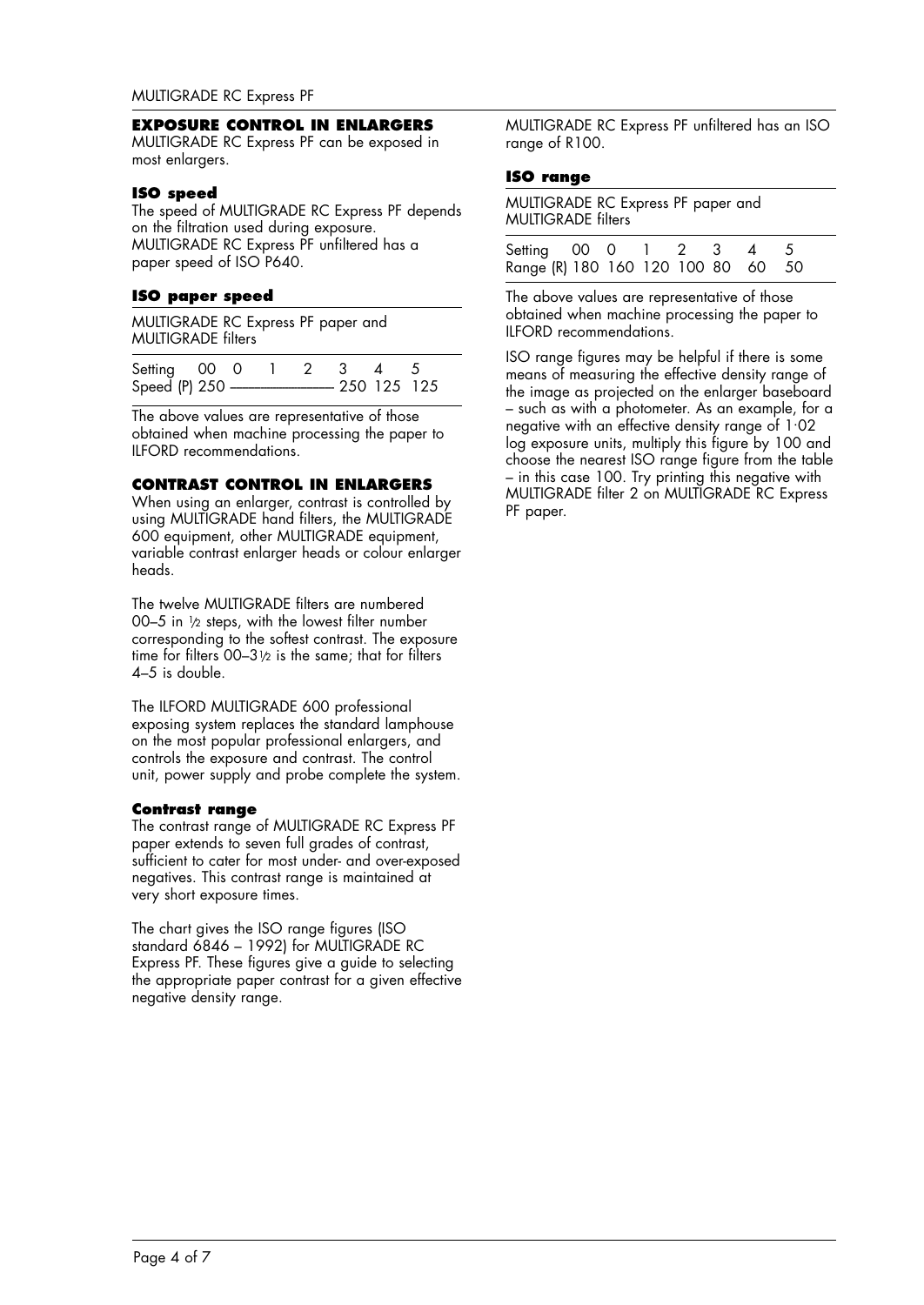## EXPOSURE CONTROL IN ENLARGERS

MULTIGRADE RC Express PF can be exposed in most enlargers.

### ISO speed

The speed of MULTIGRADE RC Express PF depends on the filtration used during exposure. MULTIGRADE RC Express PF unfiltered has a paper speed of ISO P640.

### ISO paper speed

MULTIGRADE RC Express PF paper and MULTIGRADE filters

| Setting | 00 | 0 | 1 | 2 | 3 | 4 | 5 |
|---|---|---|---|---|---|---|---|
| Speed (P) | 250 | ——— | ——— | ——— | 250 | 125 | 125 |

The above values are representative of those obtained when machine processing the paper to ILFORD recommendations.

## CONTRAST CONTROL IN ENLARGERS

When using an enlarger, contrast is controlled by using MULTIGRADE hand filters, the MULTIGRADE 600 equipment, other MULTIGRADE equipment, variable contrast enlarger heads or colour enlarger heads.

The twelve MULTIGRADE filters are numbered 00–5 in ½ steps, with the lowest filter number corresponding to the softest contrast. The exposure time for filters 00–3½ is the same; that for filters 4–5 is double.

The ILFORD MULTIGRADE 600 professional exposing system replaces the standard lamphouse on the most popular professional enlargers, and controls the exposure and contrast. The control unit, power supply and probe complete the system.

### Contrast range

The contrast range of MULTIGRADE RC Express PF paper extends to seven full grades of contrast, sufficient to cater for most under- and over-exposed negatives. This contrast range is maintained at very short exposure times.

The chart gives the ISO range figures (ISO standard 6846 – 1992) for MULTIGRADE RC Express PF. These figures give a guide to selecting the appropriate paper contrast for a given effective negative density range.

MULTIGRADE RC Express PF unfiltered has an ISO range of R100.

### ISO range

MULTIGRADE RC Express PF paper and MULTIGRADE filters

| Setting | 00 | 0 | 1 | 2 | 3 | 4 | 5 |
|---|---|---|---|---|---|---|---|
| Range (R) | 180 | 160 | 120 | 100 | 80 | 60 | 50 |

The above values are representative of those obtained when machine processing the paper to ILFORD recommendations.

ISO range figures may be helpful if there is some means of measuring the effective density range of the image as projected on the enlarger baseboard – such as with a photometer. As an example, for a negative with an effective density range of 1·02 log exposure units, multiply this figure by 100 and choose the nearest ISO range figure from the table – in this case 100. Try printing this negative with MULTIGRADE filter 2 on MULTIGRADE RC Express PF paper.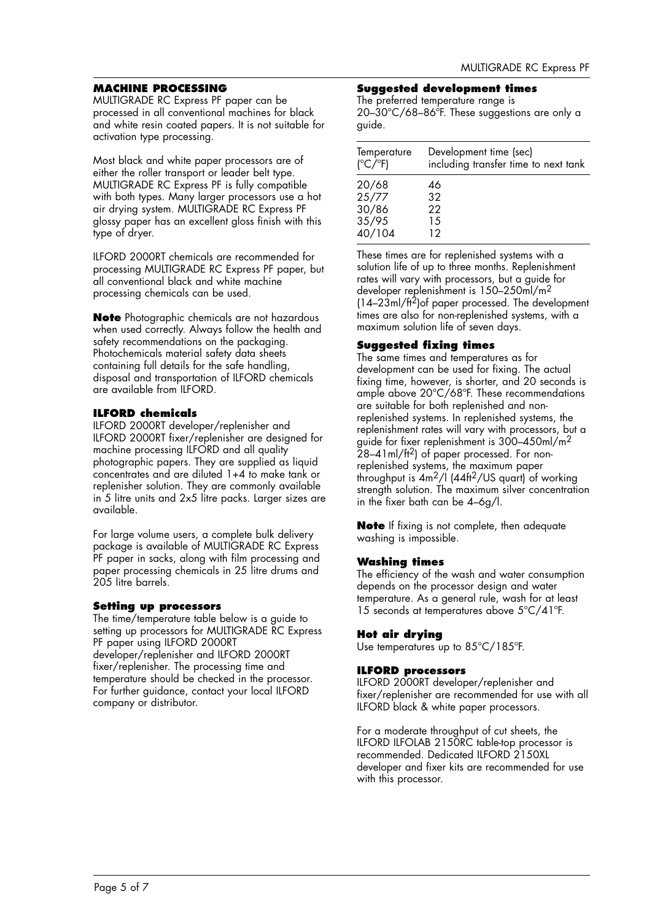## MACHINE PROCESSING

MULTIGRADE RC Express PF paper can be processed in all conventional machines for black and white resin coated papers. It is not suitable for activation type processing.

Most black and white paper processors are of either the roller transport or leader belt type. MULTIGRADE RC Express PF is fully compatible with both types. Many larger processors use a hot air drying system. MULTIGRADE RC Express PF glossy paper has an excellent gloss finish with this type of dryer.

ILFORD 2000RT chemicals are recommended for processing MULTIGRADE RC Express PF paper, but all conventional black and white machine processing chemicals can be used.

**Note** Photographic chemicals are not hazardous when used correctly. Always follow the health and safety recommendations on the packaging. Photochemicals material safety data sheets containing full details for the safe handling, disposal and transportation of ILFORD chemicals are available from ILFORD.

### ILFORD chemicals

ILFORD 2000RT developer/replenisher and ILFORD 2000RT fixer/replenisher are designed for machine processing ILFORD and all quality photographic papers. They are supplied as liquid concentrates and are diluted 1+4 to make tank or replenisher solution. They are commonly available in 5 litre units and 2x5 litre packs. Larger sizes are available.

For large volume users, a complete bulk delivery package is available of MULTIGRADE RC Express PF paper in sacks, along with film processing and paper processing chemicals in 25 litre drums and 205 litre barrels.

### Setting up processors

The time/temperature table below is a guide to setting up processors for MULTIGRADE RC Express PF paper using ILFORD 2000RT developer/replenisher and ILFORD 2000RT fixer/replenisher. The processing time and temperature should be checked in the processor. For further guidance, contact your local ILFORD company or distributor.

### Suggested development times

The preferred temperature range is 20–30°C/68–86°F. These suggestions are only a guide.

| Temperature (°C/°F) | Development time (sec) including transfer time to next tank |
|---|---|
| 20/68 | 46 |
| 25/77 | 32 |
| 30/86 | 22 |
| 35/95 | 15 |
| 40/104 | 12 |

These times are for replenished systems with a solution life of up to three months. Replenishment rates will vary with processors, but a guide for developer replenishment is 150–250ml/m$^2$ (14–23ml/ft$^2$)of paper processed. The development times are also for non-replenished systems, with a maximum solution life of seven days.

### Suggested fixing times

The same times and temperatures as for development can be used for fixing. The actual fixing time, however, is shorter, and 20 seconds is ample above 20°C/68°F. These recommendations are suitable for both replenished and non-replenished systems. In replenished systems, the replenishment rates will vary with processors, but a guide for fixer replenishment is 300–450ml/m$^2$ 28–41ml/ft$^2$) of paper processed. For non-replenished systems, the maximum paper throughput is 4m$^2$/l (44ft$^2$/US quart) of working strength solution. The maximum silver concentration in the fixer bath can be 4–6g/l.

**Note** If fixing is not complete, then adequate washing is impossible.

### Washing times

The efficiency of the wash and water consumption depends on the processor design and water temperature. As a general rule, wash for at least 15 seconds at temperatures above 5°C/41°F.

### Hot air drying

Use temperatures up to 85°C/185°F.

### ILFORD processors

ILFORD 2000RT developer/replenisher and fixer/replenisher are recommended for use with all ILFORD black & white paper processors.

For a moderate throughput of cut sheets, the ILFORD ILFOLAB 2150RC table-top processor is recommended. Dedicated ILFORD 2150XL developer and fixer kits are recommended for use with this processor.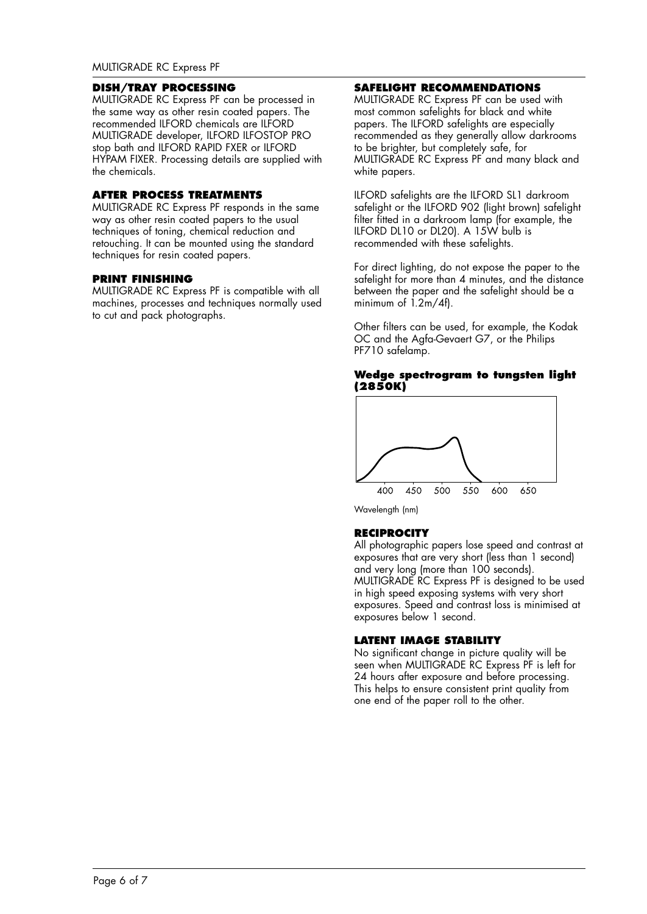## DISH/TRAY PROCESSING

MULTIGRADE RC Express PF can be processed in the same way as other resin coated papers. The recommended ILFORD chemicals are ILFORD MULTIGRADE developer, ILFORD ILFOSTOP PRO stop bath and ILFORD RAPID FXER or ILFORD HYPAM FIXER. Processing details are supplied with the chemicals.

## AFTER PROCESS TREATMENTS

MULTIGRADE RC Express PF responds in the same way as other resin coated papers to the usual techniques of toning, chemical reduction and retouching. It can be mounted using the standard techniques for resin coated papers.

## PRINT FINISHING

MULTIGRADE RC Express PF is compatible with all machines, processes and techniques normally used to cut and pack photographs.

## SAFELIGHT RECOMMENDATIONS

MULTIGRADE RC Express PF can be used with most common safelights for black and white papers. The ILFORD safelights are especially recommended as they generally allow darkrooms to be brighter, but completely safe, for MULTIGRADE RC Express PF and many black and white papers.

ILFORD safelights are the ILFORD SL1 darkroom safelight or the ILFORD 902 (light brown) safelight filter fitted in a darkroom lamp (for example, the ILFORD DL10 or DL20). A 15W bulb is recommended with these safelights.

For direct lighting, do not expose the paper to the safelight for more than 4 minutes, and the distance between the paper and the safelight should be a minimum of 1.2m/4f).

Other filters can be used, for example, the Kodak OC and the Agfa-Gevaert G7, or the Philips PF710 safelamp.

**Wedge spectrogram to tungsten light (2850K)**

400 450 500 550 600 650

Wavelength (nm)

## RECIPROCITY

All photographic papers lose speed and contrast at exposures that are very short (less than 1 second) and very long (more than 100 seconds). MULTIGRADE RC Express PF is designed to be used in high speed exposing systems with very short exposures. Speed and contrast loss is minimised at exposures below 1 second.

## LATENT IMAGE STABILITY

No significant change in picture quality will be seen when MULTIGRADE RC Express PF is left for 24 hours after exposure and before processing. This helps to ensure consistent print quality from one end of the paper roll to the other.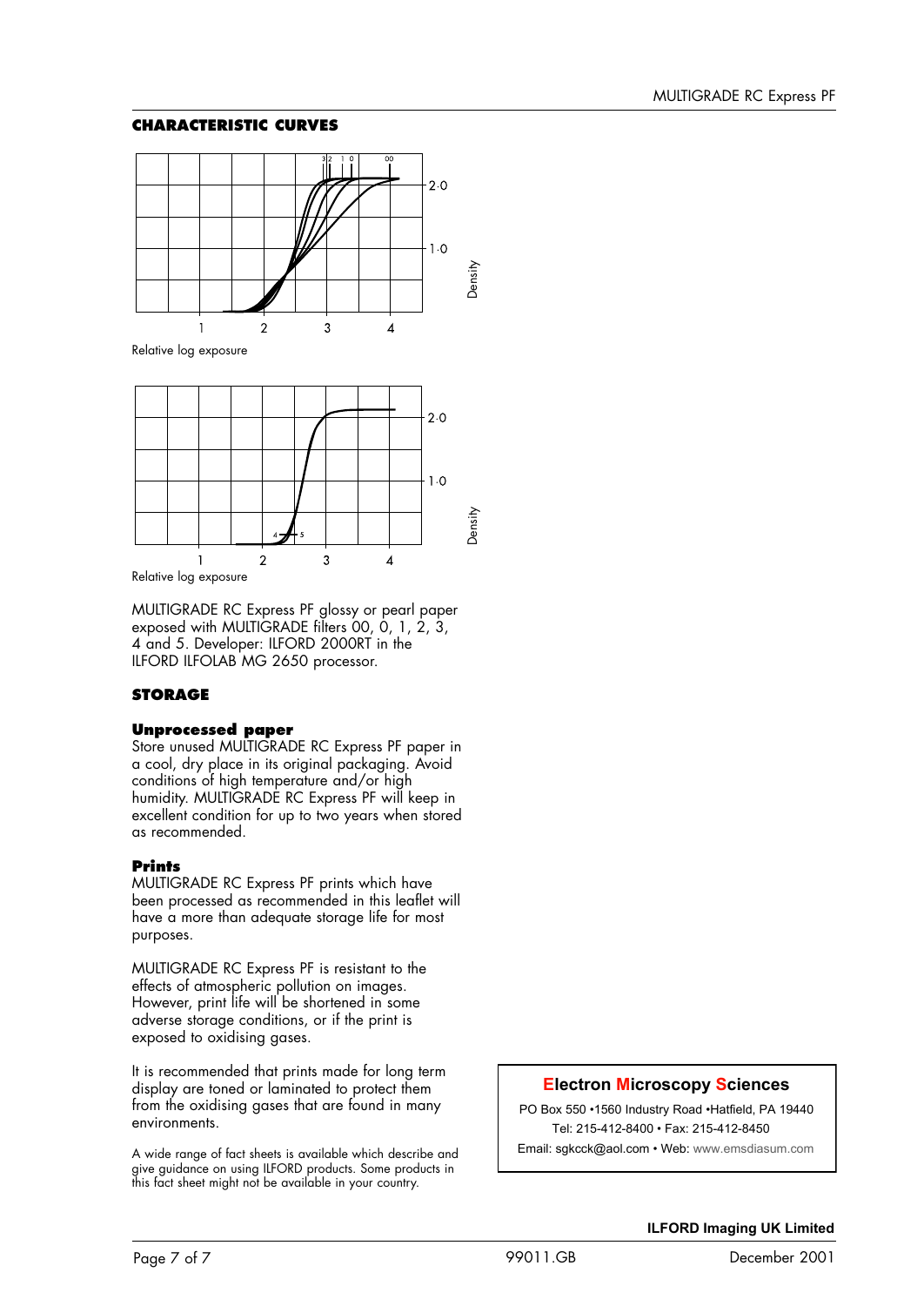## CHARACTERISTIC CURVES

3 2 1 0 00

2·0

1·0

Density

1 2 3 4

Relative log exposure

2·0

1·0

Density

4 5

1 2 3 4

Relative log exposure

MULTIGRADE RC Express PF glossy or pearl paper exposed with MULTIGRADE filters 00, 0, 1, 2, 3, 4 and 5. Developer: ILFORD 2000RT in the ILFORD ILFOLAB MG 2650 processor.

## STORAGE

### Unprocessed paper

Store unused MULTIGRADE RC Express PF paper in a cool, dry place in its original packaging. Avoid conditions of high temperature and/or high humidity. MULTIGRADE RC Express PF will keep in excellent condition for up to two years when stored as recommended.

### Prints

MULTIGRADE RC Express PF prints which have been processed as recommended in this leaflet will have a more than adequate storage life for most purposes.

MULTIGRADE RC Express PF is resistant to the effects of atmospheric pollution on images. However, print life will be shortened in some adverse storage conditions, or if the print is exposed to oxidising gases.

It is recommended that prints made for long term display are toned or laminated to protect them from the oxidising gases that are found in many environments.

A wide range of fact sheets is available which describe and give guidance on using ILFORD products. Some products in this fact sheet might not be available in your country.

**Electron Microscopy Sciences**

PO Box 550 •1560 Industry Road •Hatfield, PA 19440
Tel: 215-412-8400 • Fax: 215-412-8450
Email: sgkcck@aol.com • Web: www.emsdiasum.com

**ILFORD Imaging UK Limited**

99011.GB December 2001